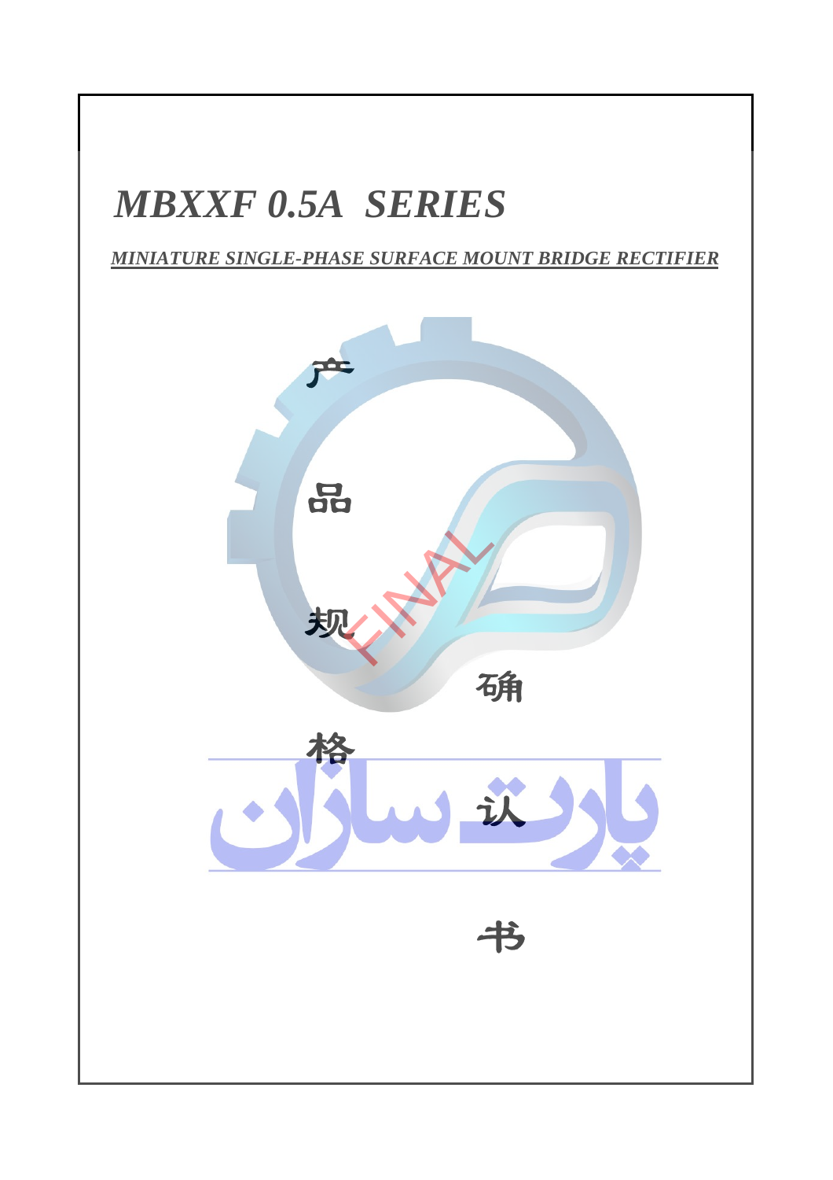# *MBXXF 0.5A SERIES*

***MINIATURE SINGLE-PHASE SURFACE MOUNT BRIDGE RECTIFIER***

产品规格确认书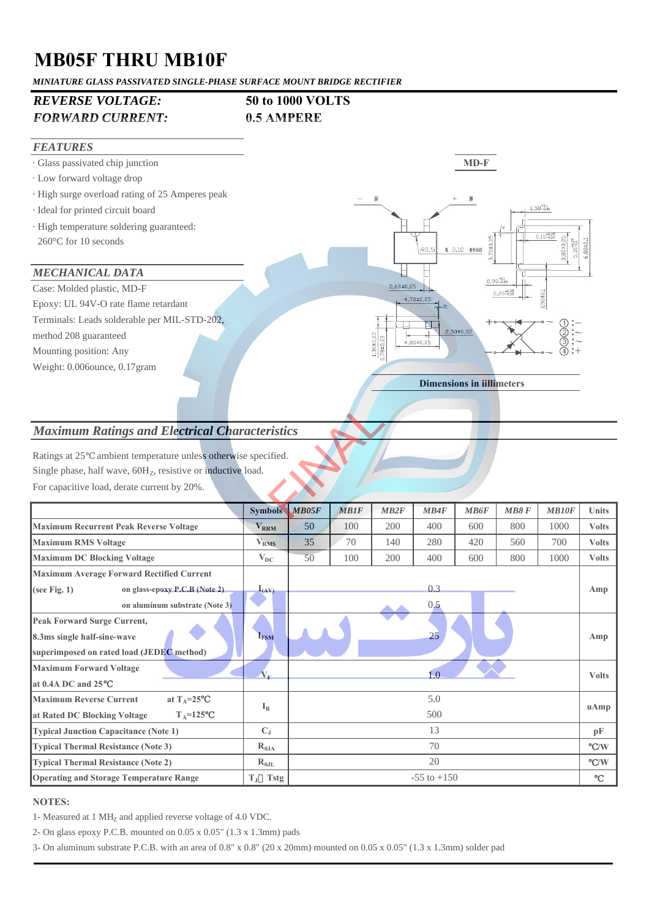# MB05F THRU MB10F

*MINIATURE GLASS PASSIVATED SINGLE-PHASE SURFACE MOUNT BRIDGE RECTIFIER*

| | |
|---|---|
| *REVERSE VOLTAGE:* | **50 to 1000 VOLTS** |
| *FORWARD CURRENT:* | **0.5 AMPERE** |

## FEATURES

- Glass passivated chip junction
- Low forward voltage drop
- High surge overload rating of 25 Amperes peak
- Ideal for printed circuit board
- High temperature soldering guaranteed: 260°C for 10 seconds

## MECHANICAL DATA

Case: Molded plastic, MD-F

Epoxy: UL 94V-O rate flame retardant

Terminals: Leads solderable per MIL-STD-202, method 208 guaranteed

Mounting position: Any

Weight: 0.006ounce, 0.17gram

**MD-F**

**Dimensions in iillimeters**

## Maximum Ratings and Electrical Characteristics

Ratings at 25℃ ambient temperature unless otherwise specified.
Single phase, half wave, 60$H_Z$, resistive or inductive load.
For capacitive load, derate current by 20%.

| | Symbols | MB05F | MB1F | MB2F | MB4F | MB6F | MB8 F | MB10F | Units |
|---|---|---|---|---|---|---|---|---|---|
| Maximum Recurrent Peak Reverse Voltage | $V_{RRM}$ | 50 | 100 | 200 | 400 | 600 | 800 | 1000 | Volts |
| Maximum RMS Voltage | $V_{RMS}$ | 35 | 70 | 140 | 280 | 420 | 560 | 700 | Volts |
| Maximum DC Blocking Voltage | $V_{DC}$ | 50 | 100 | 200 | 400 | 600 | 800 | 1000 | Volts |
| Maximum Average Forward Rectified Current (see Fig. 1) on glass-epoxy P.C.B (Note 2) | $I_{(AV)}$ | 0.3 | | | | | | | Amp |
| on aluminum substrate (Note 3) | | 0.5 | | | | | | | |
| Peak Forward Surge Current, 8.3ms single half-sine-wave superimposed on rated load (JEDEC method) | $I_{FSM}$ | 25 | | | | | | | Amp |
| Maximum Forward Voltage at 0.4A DC and 25℃ | $V_F$ | 1.0 | | | | | | | Volts |
| Maximum Reverse Current at Rated DC Blocking Voltage at $T_A$=25℃ | $I_R$ | 5.0 | | | | | | | uAmp |
| $T_A$=125℃ | | 500 | | | | | | | |
| Typical Junction Capacitance (Note 1) | $C_J$ | 13 | | | | | | | pF |
| Typical Thermal Resistance (Note 3) | $R_{\theta JA}$ | 70 | | | | | | | ℃/W |
| Typical Thermal Resistance (Note 2) | $R_{\theta JL}$ | 20 | | | | | | | ℃/W |
| Operating and Storage Temperature Range | $T_J$, Tstg | -55 to +150 | | | | | | | ℃ |

**NOTES:**

1- Measured at 1 $MH_Z$ and applied reverse voltage of 4.0 VDC.

2- On glass epoxy P.C.B. mounted on 0.05 x 0.05" (1.3 x 1.3mm) pads

3- On aluminum substrate P.C.B. with an area of 0.8" x 0.8" (20 x 20mm) mounted on 0.05 x 0.05" (1.3 x 1.3mm) solder pad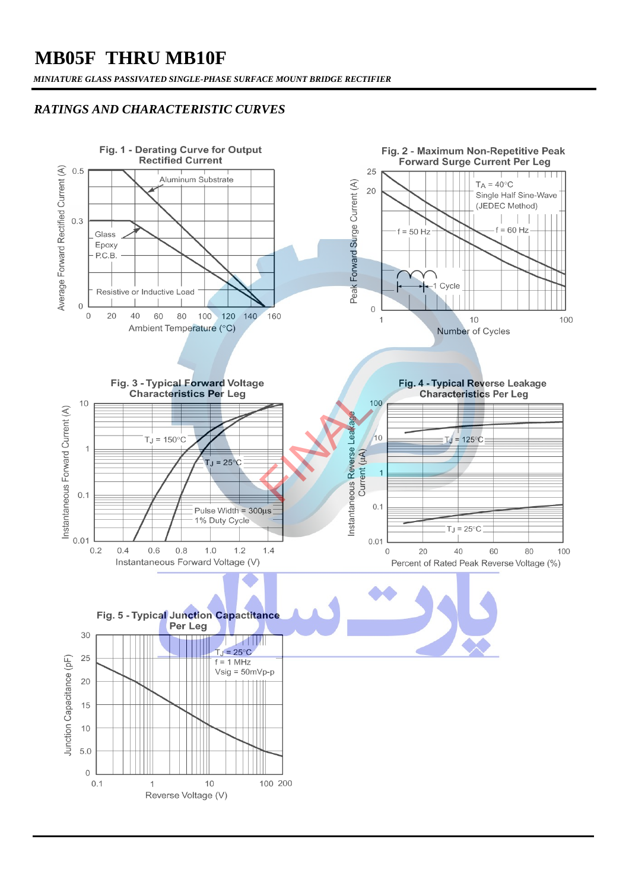# MB05F THRU MB10F

*MINIATURE GLASS PASSIVATED SINGLE-PHASE SURFACE MOUNT BRIDGE RECTIFIER*

## *RATINGS AND CHARACTERISTIC CURVES*

**Fig. 1 - Derating Curve for Output Rectified Current**

Average Forward Rectified Current (A)
0.5
0.3
0
Aluminum Substrate
Glass
Epoxy
P.C.B.
Resistive or Inductive Load
0 20 40 60 80 100 120 140 160
Ambient Temperature (°C)

**Fig. 2 - Maximum Non-Repetitive Peak Forward Surge Current Per Leg**

Peak Forward Surge Current (A)
25
20
0
$T_A$ = 40°C
Single Half Sine-Wave
(JEDEC Method)
f = 50 Hz
f = 60 Hz
1 Cycle
1 10 100
Number of Cycles

**Fig. 3 - Typical Forward Voltage Characteristics Per Leg**

Instantaneous Forward Current (A)
10
1
0.1
0.01
$T_J$ = 150°C
$T_J$ = 25°C
Pulse Width = 300µs
1% Duty Cycle
0.2 0.4 0.6 0.8 1.0 1.2 1.4
Instantaneous Forward Voltage (V)

**Fig. 4 - Typical Reverse Leakage Characteristics Per Leg**

Instantaneous Reverse Leakage Current (µA)
100
10
1
0.1
0.01
$T_J$ = 125°C
$T_J$ = 25°C
0 20 40 60 80 100
Percent of Rated Peak Reverse Voltage (%)

**Fig. 5 - Typical Junction Capacitance Per Leg**

Junction Capacitance (pF)
30
25
20
15
10
5.0
0
$T_J$ = 25°C
f = 1 MHz
Vsig = 50mVp-p
0.1 1 10 100 200
Reverse Voltage (V)